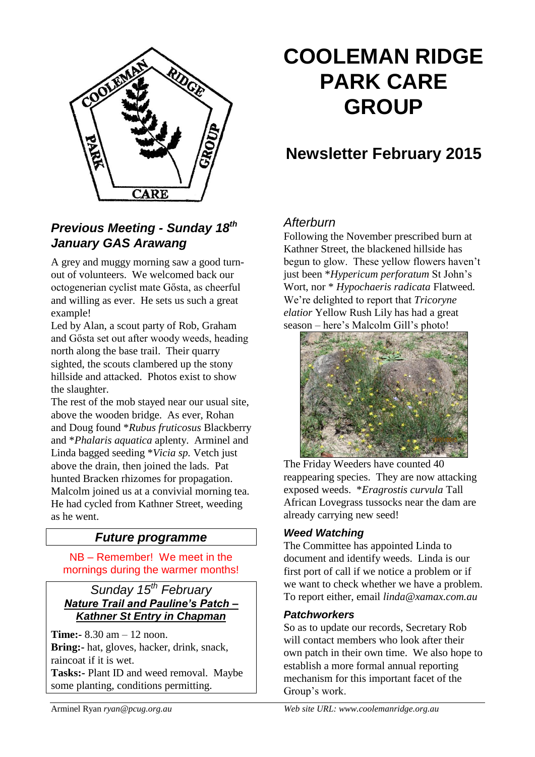# COOLEMAN RIDGE PARK CARE GROUP

## Newsletter February 2015

### *Previous Meeting - Sunday 18th January GAS Arawang*

A grey and muggy morning saw a good turn-out of volunteers. We welcomed back our octogenerian cyclist mate Gősta, as cheerful and willing as ever. He sets us such a great example!

Led by Alan, a scout party of Rob, Graham and Gősta set out after woody weeds, heading north along the base trail. Their quarry sighted, the scouts clambered up the stony hillside and attacked. Photos exist to show the slaughter.

The rest of the mob stayed near our usual site, above the wooden bridge. As ever, Rohan and Doug found **Rubus fruticosus* Blackberry and **Phalaris aquatica* aplenty. Arminel and Linda bagged seeding **Vicia sp.* Vetch just above the drain, then joined the lads. Pat hunted Bracken rhizomes for propagation. Malcolm joined us at a convivial morning tea. He had cycled from Kathner Street, weeding as he went.

### *Future programme*

NB – Remember! We meet in the mornings during the warmer months!

*Sunday 15th February*

***Nature Trail and Pauline's Patch – Kathner St Entry in Chapman***

**Time:-** 8.30 am – 12 noon.
**Bring:-** hat, gloves, hacker, drink, snack, raincoat if it is wet.
**Tasks:-** Plant ID and weed removal. Maybe some planting, conditions permitting.

### *Afterburn*

Following the November prescribed burn at Kathner Street, the blackened hillside has begun to glow. These yellow flowers haven't just been **Hypericum perforatum* St John's Wort, nor * *Hypochaeris radicata* Flatweed. We're delighted to report that *Tricoryne elatior* Yellow Rush Lily has had a great season – here's Malcolm Gill's photo!

The Friday Weeders have counted 40 reappearing species. They are now attacking exposed weeds. **Eragrostis curvula* Tall African Lovegrass tussocks near the dam are already carrying new seed!

### *Weed Watching*

The Committee has appointed Linda to document and identify weeds. Linda is our first port of call if we notice a problem or if we want to check whether we have a problem. To report either, email *linda@xamax.com.au*

### *Patchworkers*

So as to update our records, Secretary Rob will contact members who look after their own patch in their own time. We also hope to establish a more formal annual reporting mechanism for this important facet of the Group's work.

Arminel Ryan *ryan@pcug.org.au*

*Web site URL: www.coolemanridge.org.au*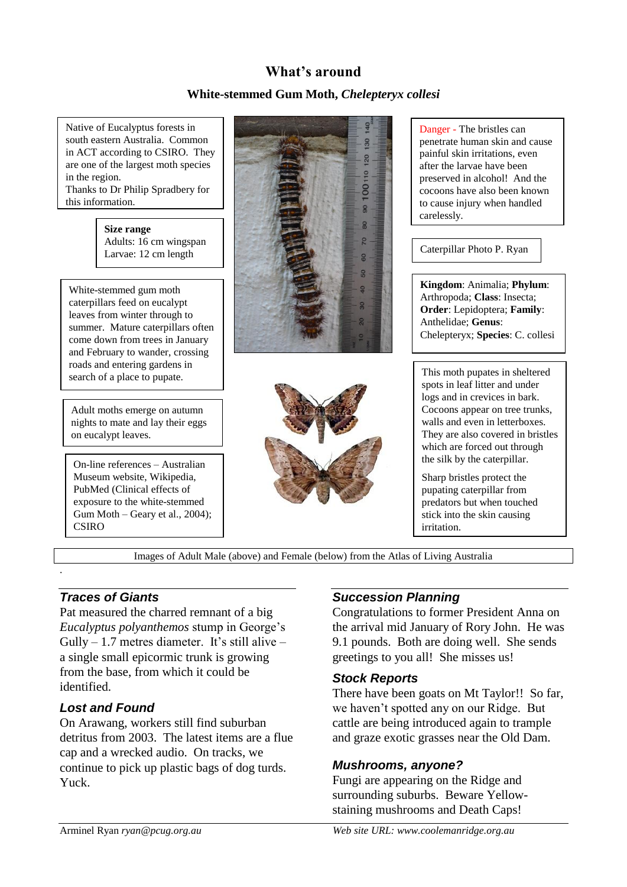# What's around

## White-stemmed Gum Moth, *Chelepteryx collesi*

Native of Eucalyptus forests in south eastern Australia. Common in ACT according to CSIRO. They are one of the largest moth species in the region.
Thanks to Dr Philip Spradbery for this information.

**Size range**
Adults: 16 cm wingspan
Larvae: 12 cm length

White-stemmed gum moth caterpillars feed on eucalypt leaves from winter through to summer. Mature caterpillars often come down from trees in January and February to wander, crossing roads and entering gardens in search of a place to pupate.

Adult moths emerge on autumn nights to mate and lay their eggs on eucalypt leaves.

On-line references – Australian Museum website, Wikipedia, PubMed (Clinical effects of exposure to the white-stemmed Gum Moth – Geary et al., 2004); CSIRO

Danger - The bristles can penetrate human skin and cause painful skin irritations, even after the larvae have been preserved in alcohol! And the cocoons have also been known to cause injury when handled carelessly.

Caterpillar Photo P. Ryan

**Kingdom**: Animalia; **Phylum**: Arthropoda; **Class**: Insecta; **Order**: Lepidoptera; **Family**: Anthelidae; **Genus**: Chelepteryx; **Species**: C. collesi

This moth pupates in sheltered spots in leaf litter and under logs and in crevices in bark. Cocoons appear on tree trunks, walls and even in letterboxes. They are also covered in bristles which are forced out through the silk by the caterpillar.

Sharp bristles protect the pupating caterpillar from predators but when touched stick into the skin causing irritation.

Images of Adult Male (above) and Female (below) from the Atlas of Living Australia

### *Traces of Giants*

Pat measured the charred remnant of a big *Eucalyptus polyanthemos* stump in George's Gully – 1.7 metres diameter. It's still alive – a single small epicormic trunk is growing from the base, from which it could be identified.

### *Lost and Found*

On Arawang, workers still find suburban detritus from 2003. The latest items are a flue cap and a wrecked audio. On tracks, we continue to pick up plastic bags of dog turds. Yuck.

### *Succession Planning*

Congratulations to former President Anna on the arrival mid January of Rory John. He was 9.1 pounds. Both are doing well. She sends greetings to you all! She misses us!

### *Stock Reports*

There have been goats on Mt Taylor!! So far, we haven't spotted any on our Ridge. But cattle are being introduced again to trample and graze exotic grasses near the Old Dam.

### *Mushrooms, anyone?*

Fungi are appearing on the Ridge and surrounding suburbs. Beware Yellow-staining mushrooms and Death Caps!

Arminel Ryan *ryan@pcug.org.au*

*Web site URL: www.coolemanridge.org.au*